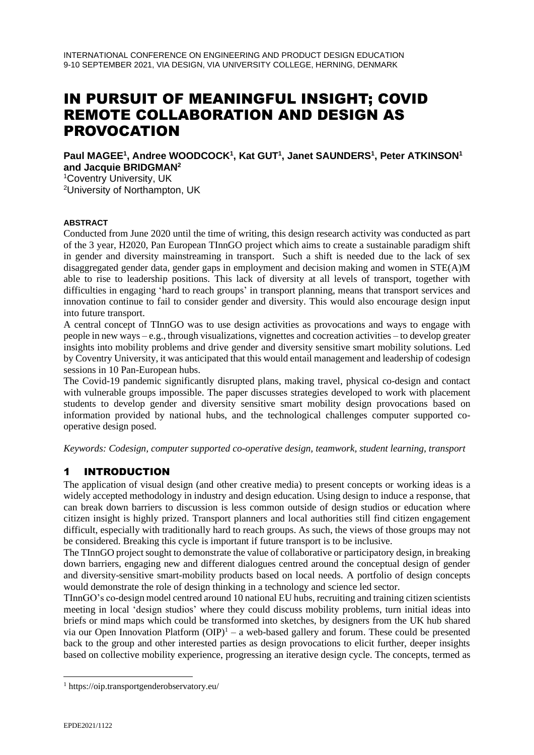# IN PURSUIT OF MEANINGFUL INSIGHT; COVID REMOTE COLLABORATION AND DESIGN AS PROVOCATION

**Paul MAGEE[1], Andree WOODCOCK[1], Kat GUT[1], Janet SAUNDERS[1], Peter ATKINSON[1] and Jacquie BRIDGMAN[2]**

[1]Coventry University, UK

[2]University of Northampton, UK

#### ABSTRACT

Conducted from June 2020 until the time of writing, this design research activity was conducted as part of the 3 year, H2020, Pan European TInnGO project which aims to create a sustainable paradigm shift in gender and diversity mainstreaming in transport. Such a shift is needed due to the lack of sex disaggregated gender data, gender gaps in employment and decision making and women in STE(A)M able to rise to leadership positions. This lack of diversity at all levels of transport, together with difficulties in engaging 'hard to reach groups' in transport planning, means that transport services and innovation continue to fail to consider gender and diversity. This would also encourage design input into future transport.

A central concept of TInnGO was to use design activities as provocations and ways to engage with people in new ways – e.g., through visualizations, vignettes and cocreation activities – to develop greater insights into mobility problems and drive gender and diversity sensitive smart mobility solutions. Led by Coventry University, it was anticipated that this would entail management and leadership of codesign sessions in 10 Pan-European hubs.

The Covid-19 pandemic significantly disrupted plans, making travel, physical co-design and contact with vulnerable groups impossible. The paper discusses strategies developed to work with placement students to develop gender and diversity sensitive smart mobility design provocations based on information provided by national hubs, and the technological challenges computer supported co-operative design posed.

*Keywords: Codesign, computer supported co-operative design, teamwork, student learning, transport*

## 1 INTRODUCTION

The application of visual design (and other creative media) to present concepts or working ideas is a widely accepted methodology in industry and design education. Using design to induce a response, that can break down barriers to discussion is less common outside of design studios or education where citizen insight is highly prized. Transport planners and local authorities still find citizen engagement difficult, especially with traditionally hard to reach groups. As such, the views of those groups may not be considered. Breaking this cycle is important if future transport is to be inclusive.

The TInnGO project sought to demonstrate the value of collaborative or participatory design, in breaking down barriers, engaging new and different dialogues centred around the conceptual design of gender and diversity-sensitive smart-mobility products based on local needs. A portfolio of design concepts would demonstrate the role of design thinking in a technology and science led sector.

TInnGO's co-design model centred around 10 national EU hubs, recruiting and training citizen scientists meeting in local 'design studios' where they could discuss mobility problems, turn initial ideas into briefs or mind maps which could be transformed into sketches, by designers from the UK hub shared via our Open Innovation Platform (OIP)[1] – a web-based gallery and forum. These could be presented back to the group and other interested parties as design provocations to elicit further, deeper insights based on collective mobility experience, progressing an iterative design cycle. The concepts, termed as

[1] https://oip.transportgenderobservatory.eu/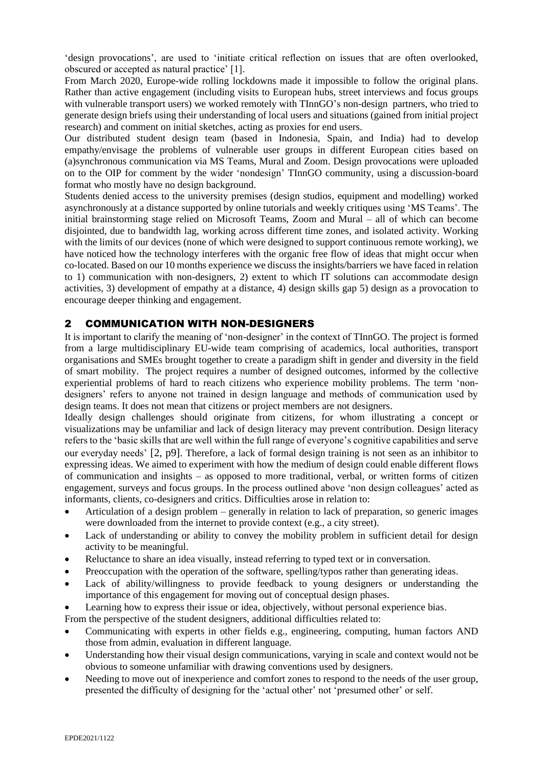'design provocations', are used to 'initiate critical reflection on issues that are often overlooked, obscured or accepted as natural practice' [1].

From March 2020, Europe-wide rolling lockdowns made it impossible to follow the original plans. Rather than active engagement (including visits to European hubs, street interviews and focus groups with vulnerable transport users) we worked remotely with TInnGO's non-design partners, who tried to generate design briefs using their understanding of local users and situations (gained from initial project research) and comment on initial sketches, acting as proxies for end users.

Our distributed student design team (based in Indonesia, Spain, and India) had to develop empathy/envisage the problems of vulnerable user groups in different European cities based on (a)synchronous communication via MS Teams, Mural and Zoom. Design provocations were uploaded on to the OIP for comment by the wider 'nondesign' TInnGO community, using a discussion-board format who mostly have no design background.

Students denied access to the university premises (design studios, equipment and modelling) worked asynchronously at a distance supported by online tutorials and weekly critiques using 'MS Teams'. The initial brainstorming stage relied on Microsoft Teams, Zoom and Mural – all of which can become disjointed, due to bandwidth lag, working across different time zones, and isolated activity. Working with the limits of our devices (none of which were designed to support continuous remote working), we have noticed how the technology interferes with the organic free flow of ideas that might occur when co-located. Based on our 10 months experience we discuss the insights/barriers we have faced in relation to 1) communication with non-designers, 2) extent to which IT solutions can accommodate design activities, 3) development of empathy at a distance, 4) design skills gap 5) design as a provocation to encourage deeper thinking and engagement.

## 2 COMMUNICATION WITH NON-DESIGNERS

It is important to clarify the meaning of 'non-designer' in the context of TInnGO. The project is formed from a large multidisciplinary EU-wide team comprising of academics, local authorities, transport organisations and SMEs brought together to create a paradigm shift in gender and diversity in the field of smart mobility. The project requires a number of designed outcomes, informed by the collective experiential problems of hard to reach citizens who experience mobility problems. The term 'non-designers' refers to anyone not trained in design language and methods of communication used by design teams. It does not mean that citizens or project members are not designers.

Ideally design challenges should originate from citizens, for whom illustrating a concept or visualizations may be unfamiliar and lack of design literacy may prevent contribution. Design literacy refers to the 'basic skills that are well within the full range of everyone's cognitive capabilities and serve our everyday needs' [2, p9]. Therefore, a lack of formal design training is not seen as an inhibitor to expressing ideas. We aimed to experiment with how the medium of design could enable different flows of communication and insights – as opposed to more traditional, verbal, or written forms of citizen engagement, surveys and focus groups. In the process outlined above 'non design colleagues' acted as informants, clients, co-designers and critics. Difficulties arose in relation to:

- Articulation of a design problem – generally in relation to lack of preparation, so generic images were downloaded from the internet to provide context (e.g., a city street).
- Lack of understanding or ability to convey the mobility problem in sufficient detail for design activity to be meaningful.
- Reluctance to share an idea visually, instead referring to typed text or in conversation.
- Preoccupation with the operation of the software, spelling/typos rather than generating ideas.
- Lack of ability/willingness to provide feedback to young designers or understanding the importance of this engagement for moving out of conceptual design phases.
- Learning how to express their issue or idea, objectively, without personal experience bias.

From the perspective of the student designers, additional difficulties related to:

- Communicating with experts in other fields e.g., engineering, computing, human factors AND those from admin, evaluation in different language.
- Understanding how their visual design communications, varying in scale and context would not be obvious to someone unfamiliar with drawing conventions used by designers.
- Needing to move out of inexperience and comfort zones to respond to the needs of the user group, presented the difficulty of designing for the 'actual other' not 'presumed other' or self.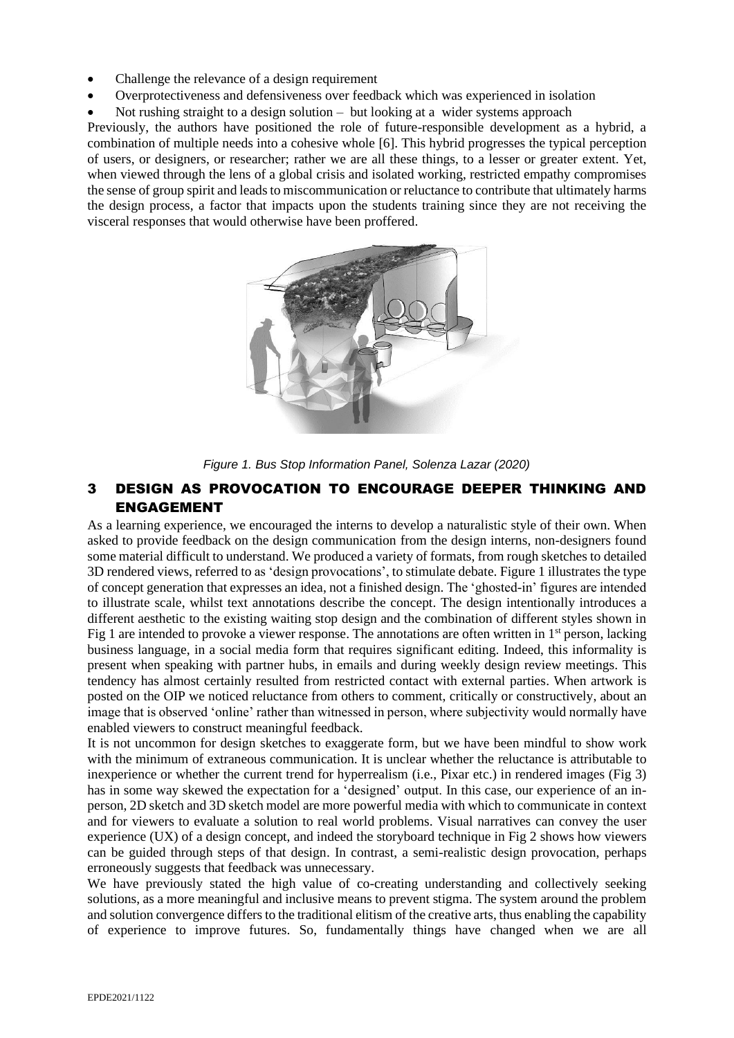- Challenge the relevance of a design requirement
- Overprotectiveness and defensiveness over feedback which was experienced in isolation
- Not rushing straight to a design solution – but looking at a wider systems approach

Previously, the authors have positioned the role of future-responsible development as a hybrid, a combination of multiple needs into a cohesive whole [6]. This hybrid progresses the typical perception of users, or designers, or researcher; rather we are all these things, to a lesser or greater extent. Yet, when viewed through the lens of a global crisis and isolated working, restricted empathy compromises the sense of group spirit and leads to miscommunication or reluctance to contribute that ultimately harms the design process, a factor that impacts upon the students training since they are not receiving the visceral responses that would otherwise have been proffered.

*Figure 1. Bus Stop Information Panel, Solenza Lazar (2020)*

## 3 DESIGN AS PROVOCATION TO ENCOURAGE DEEPER THINKING AND ENGAGEMENT

As a learning experience, we encouraged the interns to develop a naturalistic style of their own. When asked to provide feedback on the design communication from the design interns, non-designers found some material difficult to understand. We produced a variety of formats, from rough sketches to detailed 3D rendered views, referred to as 'design provocations', to stimulate debate. Figure 1 illustrates the type of concept generation that expresses an idea, not a finished design. The 'ghosted-in' figures are intended to illustrate scale, whilst text annotations describe the concept. The design intentionally introduces a different aesthetic to the existing waiting stop design and the combination of different styles shown in Fig 1 are intended to provoke a viewer response. The annotations are often written in 1st person, lacking business language, in a social media form that requires significant editing. Indeed, this informality is present when speaking with partner hubs, in emails and during weekly design review meetings. This tendency has almost certainly resulted from restricted contact with external parties. When artwork is posted on the OIP we noticed reluctance from others to comment, critically or constructively, about an image that is observed 'online' rather than witnessed in person, where subjectivity would normally have enabled viewers to construct meaningful feedback.

It is not uncommon for design sketches to exaggerate form, but we have been mindful to show work with the minimum of extraneous communication. It is unclear whether the reluctance is attributable to inexperience or whether the current trend for hyperrealism (i.e., Pixar etc.) in rendered images (Fig 3) has in some way skewed the expectation for a 'designed' output. In this case, our experience of an in-person, 2D sketch and 3D sketch model are more powerful media with which to communicate in context and for viewers to evaluate a solution to real world problems. Visual narratives can convey the user experience (UX) of a design concept, and indeed the storyboard technique in Fig 2 shows how viewers can be guided through steps of that design. In contrast, a semi-realistic design provocation, perhaps erroneously suggests that feedback was unnecessary.

We have previously stated the high value of co-creating understanding and collectively seeking solutions, as a more meaningful and inclusive means to prevent stigma. The system around the problem and solution convergence differs to the traditional elitism of the creative arts, thus enabling the capability of experience to improve futures. So, fundamentally things have changed when we are all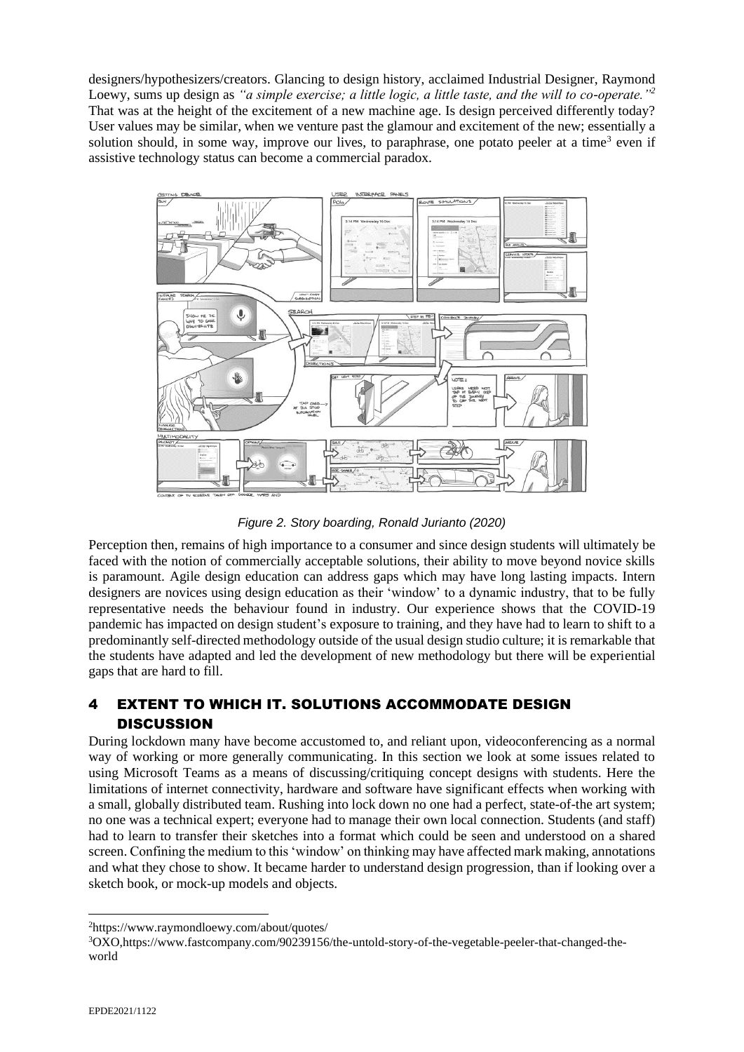designers/hypothesizers/creators. Glancing to design history, acclaimed Industrial Designer, Raymond Loewy, sums up design as *"a simple exercise; a little logic, a little taste, and the will to co-operate."*[2] That was at the height of the excitement of a new machine age. Is design perceived differently today? User values may be similar, when we venture past the glamour and excitement of the new; essentially a solution should, in some way, improve our lives, to paraphrase, one potato peeler at a time[3] even if assistive technology status can become a commercial paradox.

*Figure 2. Story boarding, Ronald Jurianto (2020)*

Perception then, remains of high importance to a consumer and since design students will ultimately be faced with the notion of commercially acceptable solutions, their ability to move beyond novice skills is paramount. Agile design education can address gaps which may have long lasting impacts. Intern designers are novices using design education as their 'window' to a dynamic industry, that to be fully representative needs the behaviour found in industry. Our experience shows that the COVID-19 pandemic has impacted on design student's exposure to training, and they have had to learn to shift to a predominantly self-directed methodology outside of the usual design studio culture; it is remarkable that the students have adapted and led the development of new methodology but there will be experiential gaps that are hard to fill.

## 4 EXTENT TO WHICH IT. SOLUTIONS ACCOMMODATE DESIGN DISCUSSION

During lockdown many have become accustomed to, and reliant upon, videoconferencing as a normal way of working or more generally communicating. In this section we look at some issues related to using Microsoft Teams as a means of discussing/critiquing concept designs with students. Here the limitations of internet connectivity, hardware and software have significant effects when working with a small, globally distributed team. Rushing into lock down no one had a perfect, state-of-the art system; no one was a technical expert; everyone had to manage their own local connection. Students (and staff) had to learn to transfer their sketches into a format which could be seen and understood on a shared screen. Confining the medium to this 'window' on thinking may have affected mark making, annotations and what they chose to show. It became harder to understand design progression, than if looking over a sketch book, or mock-up models and objects.

---

[2] https://www.raymondloewy.com/about/quotes/

[3] OXO,https://www.fastcompany.com/90239156/the-untold-story-of-the-vegetable-peeler-that-changed-the-world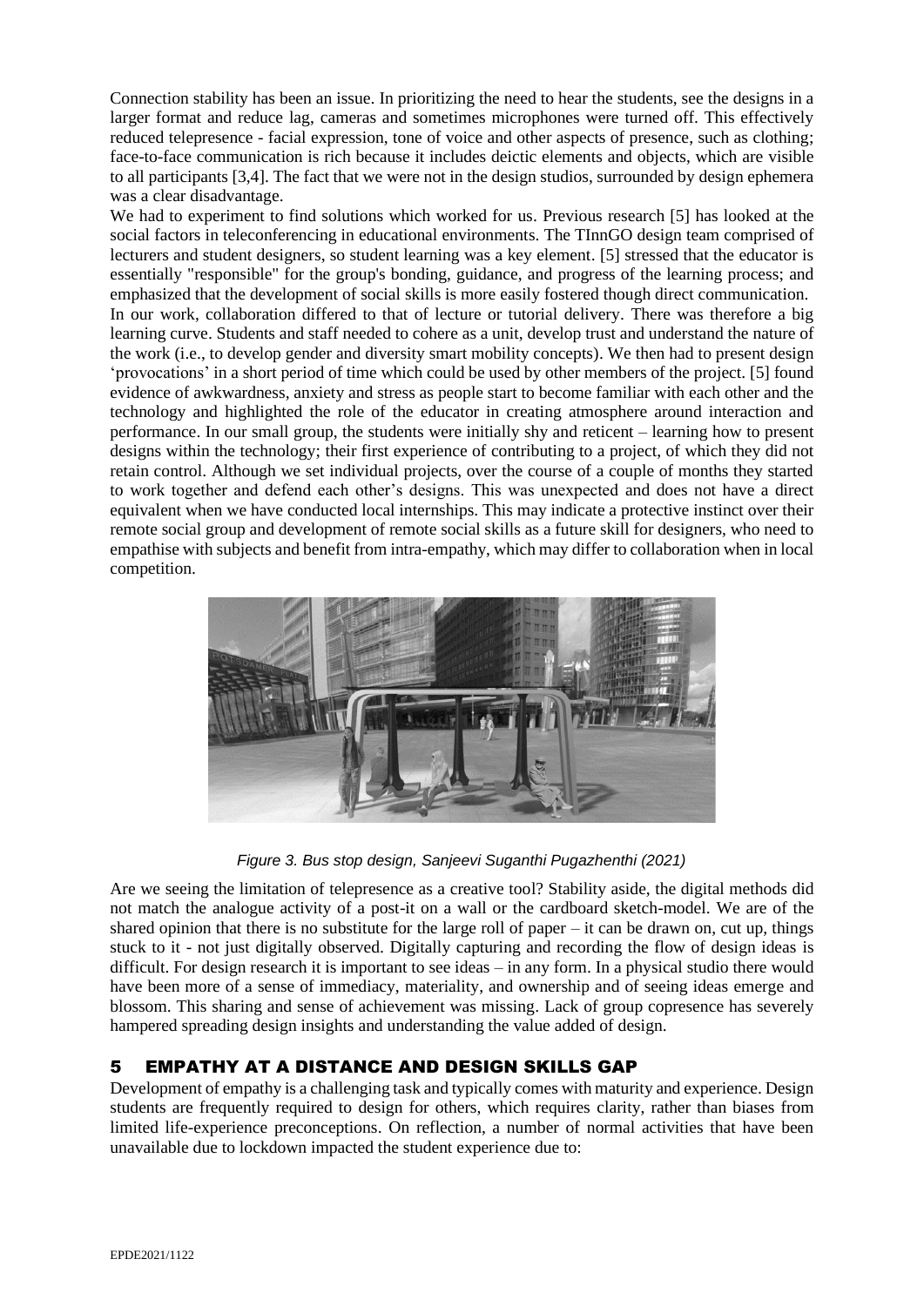Connection stability has been an issue. In prioritizing the need to hear the students, see the designs in a larger format and reduce lag, cameras and sometimes microphones were turned off. This effectively reduced telepresence - facial expression, tone of voice and other aspects of presence, such as clothing; face-to-face communication is rich because it includes deictic elements and objects, which are visible to all participants [3,4]. The fact that we were not in the design studios, surrounded by design ephemera was a clear disadvantage.

We had to experiment to find solutions which worked for us. Previous research [5] has looked at the social factors in teleconferencing in educational environments. The TInnGO design team comprised of lecturers and student designers, so student learning was a key element. [5] stressed that the educator is essentially "responsible" for the group's bonding, guidance, and progress of the learning process; and emphasized that the development of social skills is more easily fostered though direct communication.

In our work, collaboration differed to that of lecture or tutorial delivery. There was therefore a big learning curve. Students and staff needed to cohere as a unit, develop trust and understand the nature of the work (i.e., to develop gender and diversity smart mobility concepts). We then had to present design 'provocations' in a short period of time which could be used by other members of the project. [5] found evidence of awkwardness, anxiety and stress as people start to become familiar with each other and the technology and highlighted the role of the educator in creating atmosphere around interaction and performance. In our small group, the students were initially shy and reticent – learning how to present designs within the technology; their first experience of contributing to a project, of which they did not retain control. Although we set individual projects, over the course of a couple of months they started to work together and defend each other's designs. This was unexpected and does not have a direct equivalent when we have conducted local internships. This may indicate a protective instinct over their remote social group and development of remote social skills as a future skill for designers, who need to empathise with subjects and benefit from intra-empathy, which may differ to collaboration when in local competition.

*Figure 3. Bus stop design, Sanjeevi Suganthi Pugazhenthi (2021)*

Are we seeing the limitation of telepresence as a creative tool? Stability aside, the digital methods did not match the analogue activity of a post-it on a wall or the cardboard sketch-model. We are of the shared opinion that there is no substitute for the large roll of paper – it can be drawn on, cut up, things stuck to it - not just digitally observed. Digitally capturing and recording the flow of design ideas is difficult. For design research it is important to see ideas – in any form. In a physical studio there would have been more of a sense of immediacy, materiality, and ownership and of seeing ideas emerge and blossom. This sharing and sense of achievement was missing. Lack of group copresence has severely hampered spreading design insights and understanding the value added of design.

## 5 EMPATHY AT A DISTANCE AND DESIGN SKILLS GAP

Development of empathy is a challenging task and typically comes with maturity and experience. Design students are frequently required to design for others, which requires clarity, rather than biases from limited life-experience preconceptions. On reflection, a number of normal activities that have been unavailable due to lockdown impacted the student experience due to: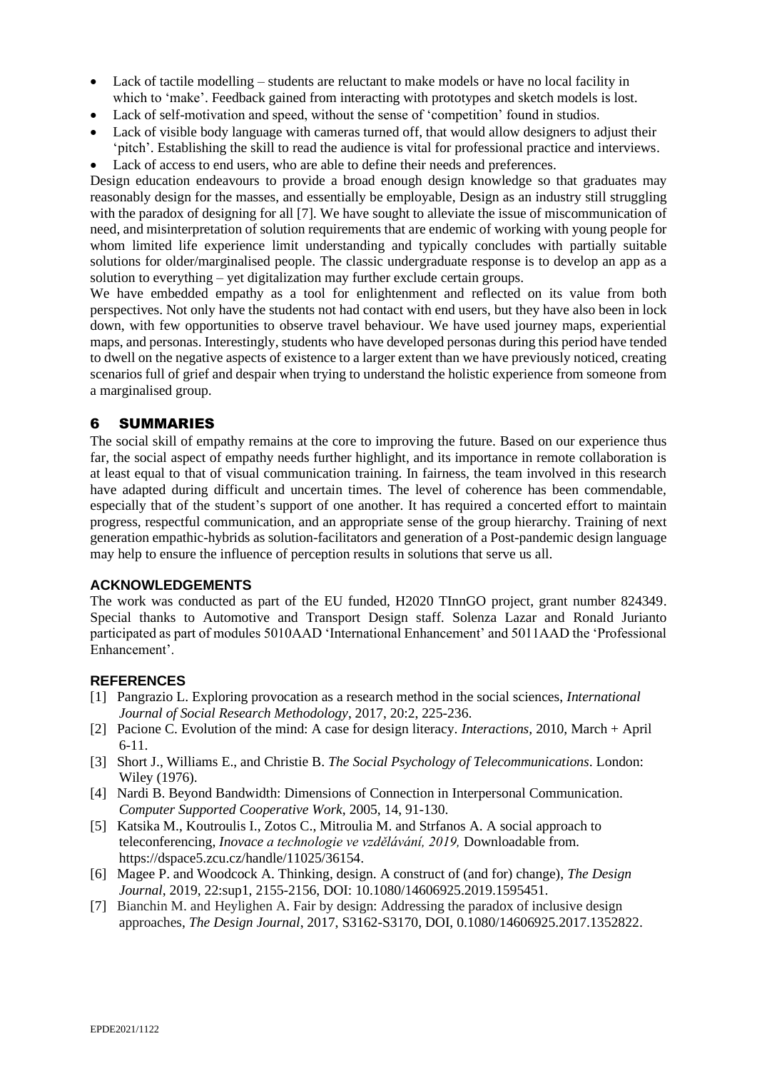- Lack of tactile modelling – students are reluctant to make models or have no local facility in which to 'make'. Feedback gained from interacting with prototypes and sketch models is lost.
- Lack of self-motivation and speed, without the sense of 'competition' found in studios.
- Lack of visible body language with cameras turned off, that would allow designers to adjust their 'pitch'. Establishing the skill to read the audience is vital for professional practice and interviews.
- Lack of access to end users, who are able to define their needs and preferences.

Design education endeavours to provide a broad enough design knowledge so that graduates may reasonably design for the masses, and essentially be employable, Design as an industry still struggling with the paradox of designing for all [7]. We have sought to alleviate the issue of miscommunication of need, and misinterpretation of solution requirements that are endemic of working with young people for whom limited life experience limit understanding and typically concludes with partially suitable solutions for older/marginalised people. The classic undergraduate response is to develop an app as a solution to everything – yet digitalization may further exclude certain groups.

We have embedded empathy as a tool for enlightenment and reflected on its value from both perspectives. Not only have the students not had contact with end users, but they have also been in lock down, with few opportunities to observe travel behaviour. We have used journey maps, experiential maps, and personas. Interestingly, students who have developed personas during this period have tended to dwell on the negative aspects of existence to a larger extent than we have previously noticed, creating scenarios full of grief and despair when trying to understand the holistic experience from someone from a marginalised group.

## 6 SUMMARIES

The social skill of empathy remains at the core to improving the future. Based on our experience thus far, the social aspect of empathy needs further highlight, and its importance in remote collaboration is at least equal to that of visual communication training. In fairness, the team involved in this research have adapted during difficult and uncertain times. The level of coherence has been commendable, especially that of the student's support of one another. It has required a concerted effort to maintain progress, respectful communication, and an appropriate sense of the group hierarchy. Training of next generation empathic-hybrids as solution-facilitators and generation of a Post-pandemic design language may help to ensure the influence of perception results in solutions that serve us all.

### ACKNOWLEDGEMENTS

The work was conducted as part of the EU funded, H2020 TInnGO project, grant number 824349. Special thanks to Automotive and Transport Design staff. Solenza Lazar and Ronald Jurianto participated as part of modules 5010AAD 'International Enhancement' and 5011AAD the 'Professional Enhancement'.

### REFERENCES

[1] Pangrazio L. Exploring provocation as a research method in the social sciences, *International Journal of Social Research Methodology*, 2017, 20:2, 225-236.

[2] Pacione C. Evolution of the mind: A case for design literacy. *Interactions,* 2010, March + April 6-11.

[3] Short J., Williams E., and Christie B. *The Social Psychology of Telecommunications*. London: Wiley (1976).

[4] Nardi B. Beyond Bandwidth: Dimensions of Connection in Interpersonal Communication. *Computer Supported Cooperative Work*, 2005, 14, 91-130.

[5] Katsika M., Koutroulis I., Zotos C., Mitroulia M. and Strfanos A. A social approach to teleconferencing, *Inovace a technologie ve vzdělávání, 2019,* Downloadable from. https://dspace5.zcu.cz/handle/11025/36154.

[6] Magee P. and Woodcock A. Thinking, design. A construct of (and for) change), *The Design Journal*, 2019, 22:sup1, 2155-2156, DOI: 10.1080/14606925.2019.1595451.

[7] Bianchin M. and Heylighen A. Fair by design: Addressing the paradox of inclusive design approaches, *The Design Journal*, 2017, S3162-S3170, DOI, 0.1080/14606925.2017.1352822.